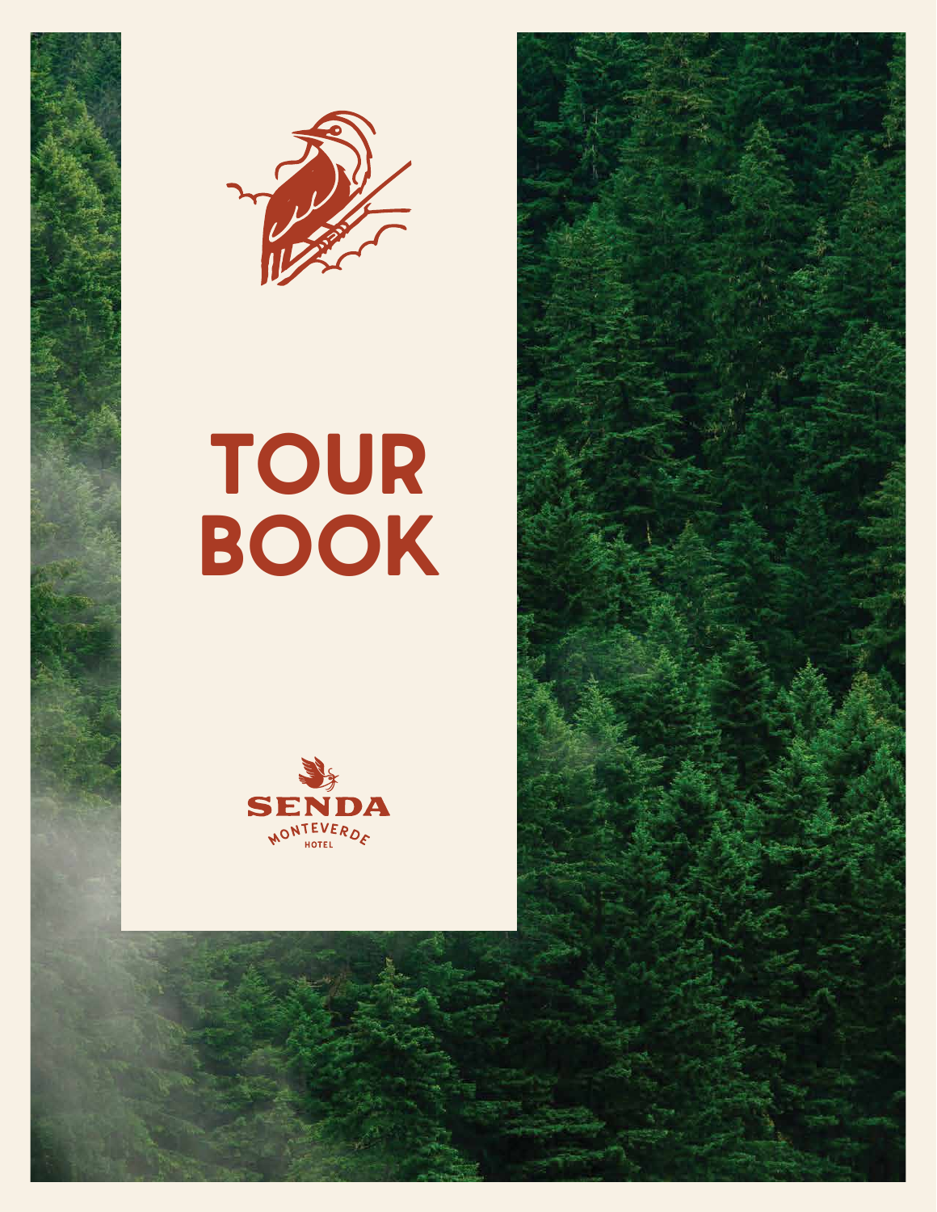# TOUR BOOK

SENDA

MONTEVERDE

HOTEL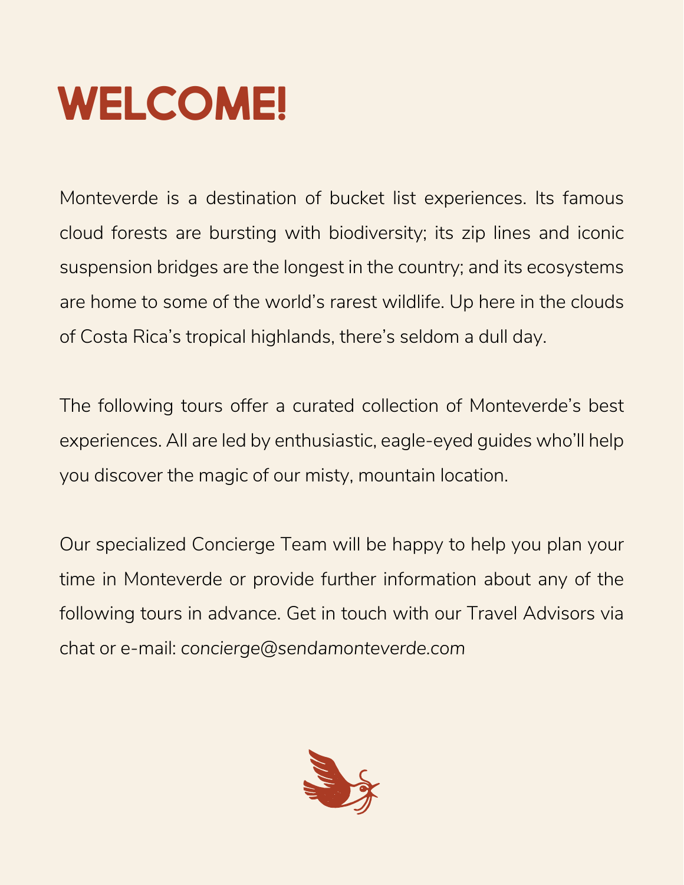# WELCOME!

Monteverde is a destination of bucket list experiences. Its famous cloud forests are bursting with biodiversity; its zip lines and iconic suspension bridges are the longest in the country; and its ecosystems are home to some of the world's rarest wildlife. Up here in the clouds of Costa Rica's tropical highlands, there's seldom a dull day.

The following tours offer a curated collection of Monteverde's best experiences. All are led by enthusiastic, eagle-eyed guides who'll help you discover the magic of our misty, mountain location.

Our specialized Concierge Team will be happy to help you plan your time in Monteverde or provide further information about any of the following tours in advance. Get in touch with our Travel Advisors via chat or e-mail: *concierge@sendamonteverde.com*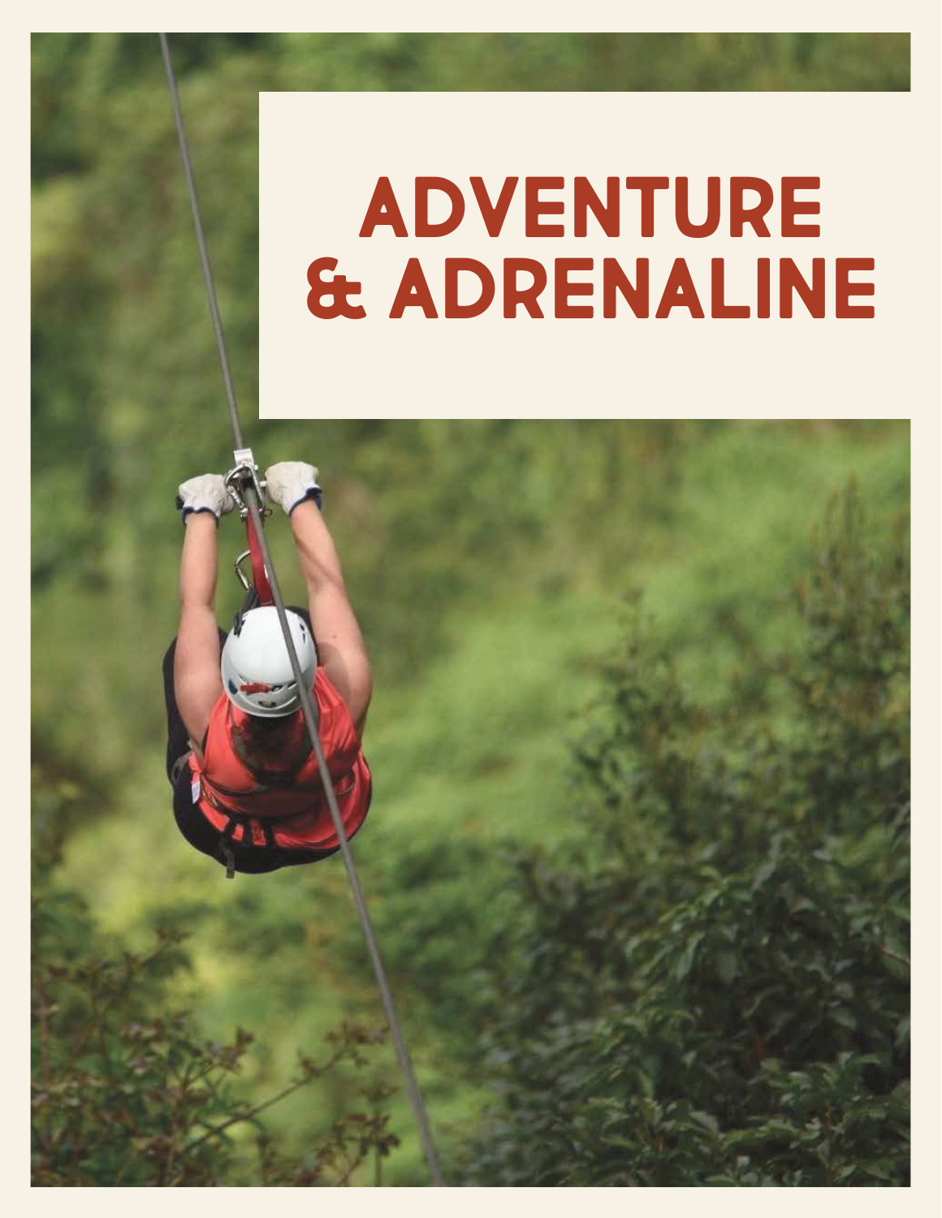# ADVENTURE & ADRENALINE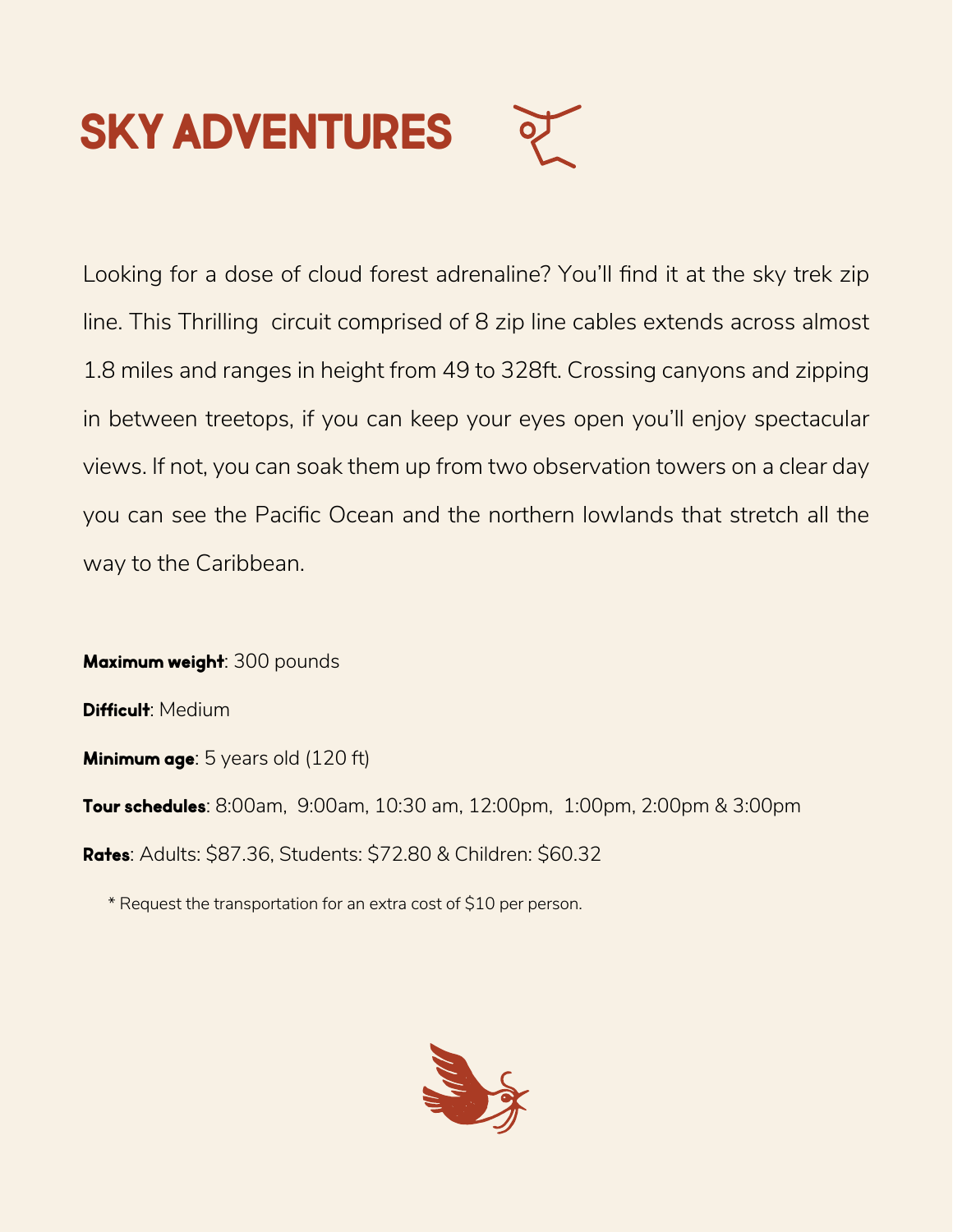# SKY ADVENTURES

Looking for a dose of cloud forest adrenaline? You'll find it at the sky trek zip line. This Thrilling circuit comprised of 8 zip line cables extends across almost 1.8 miles and ranges in height from 49 to 328ft. Crossing canyons and zipping in between treetops, if you can keep your eyes open you'll enjoy spectacular views. If not, you can soak them up from two observation towers on a clear day you can see the Pacific Ocean and the northern lowlands that stretch all the way to the Caribbean.

**Maximum weight**: 300 pounds

**Difficult**: Medium

**Minimum age**: 5 years old (120 ft)

**Tour schedules**: 8:00am, 9:00am, 10:30 am, 12:00pm, 1:00pm, 2:00pm & 3:00pm

**Rates**: Adults: $87.36, Students: $72.80 & Children: $60.32

\* Request the transportation for an extra cost of $10 per person.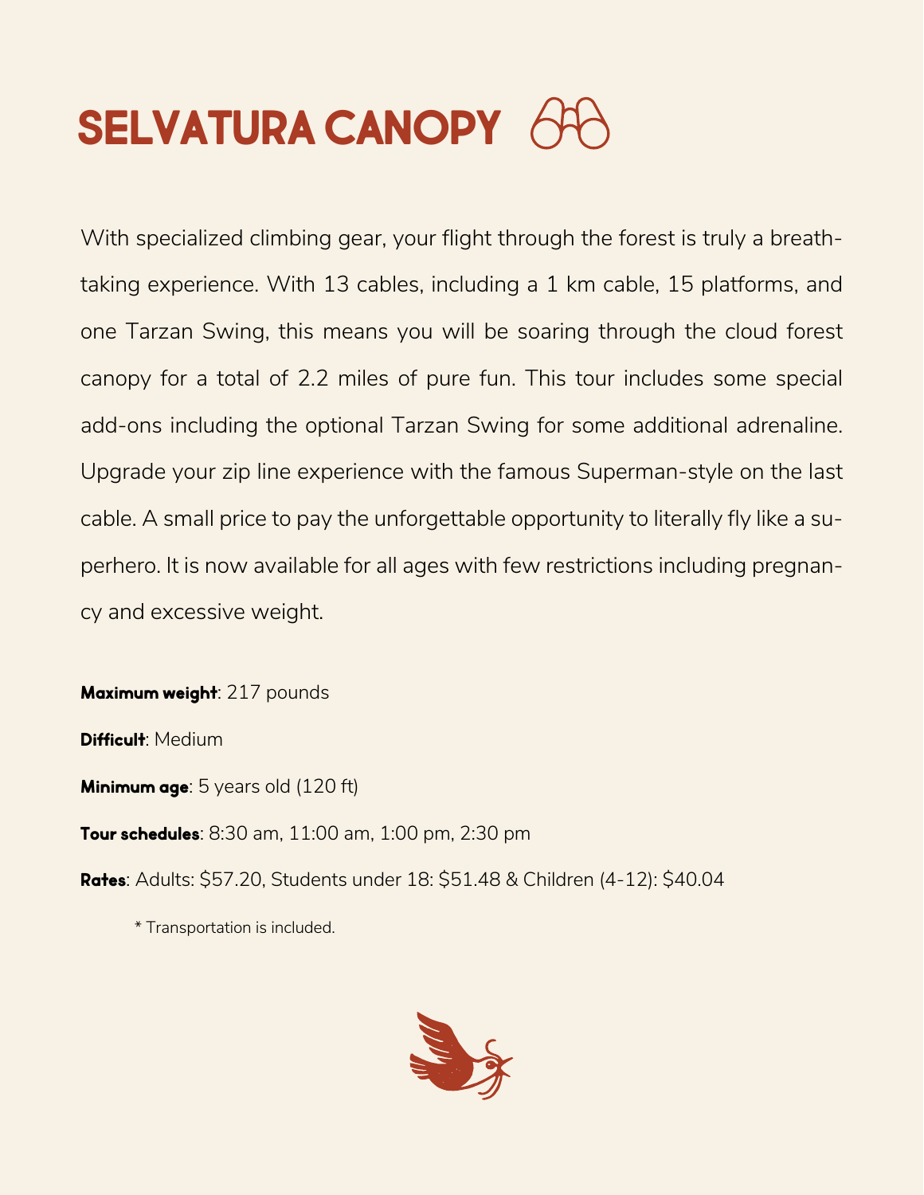# SELVATURA CANOPY

With specialized climbing gear, your flight through the forest is truly a breath-taking experience. With 13 cables, including a 1 km cable, 15 platforms, and one Tarzan Swing, this means you will be soaring through the cloud forest canopy for a total of 2.2 miles of pure fun. This tour includes some special add-ons including the optional Tarzan Swing for some additional adrenaline. Upgrade your zip line experience with the famous Superman-style on the last cable. A small price to pay the unforgettable opportunity to literally fly like a superhero. It is now available for all ages with few restrictions including pregnancy and excessive weight.

**Maximum weight**: 217 pounds

**Difficult**: Medium

**Minimum age**: 5 years old (120 ft)

**Tour schedules**: 8:30 am, 11:00 am, 1:00 pm, 2:30 pm

**Rates**: Adults: $57.20, Students under 18: $51.48 & Children (4-12): $40.04

* Transportation is included.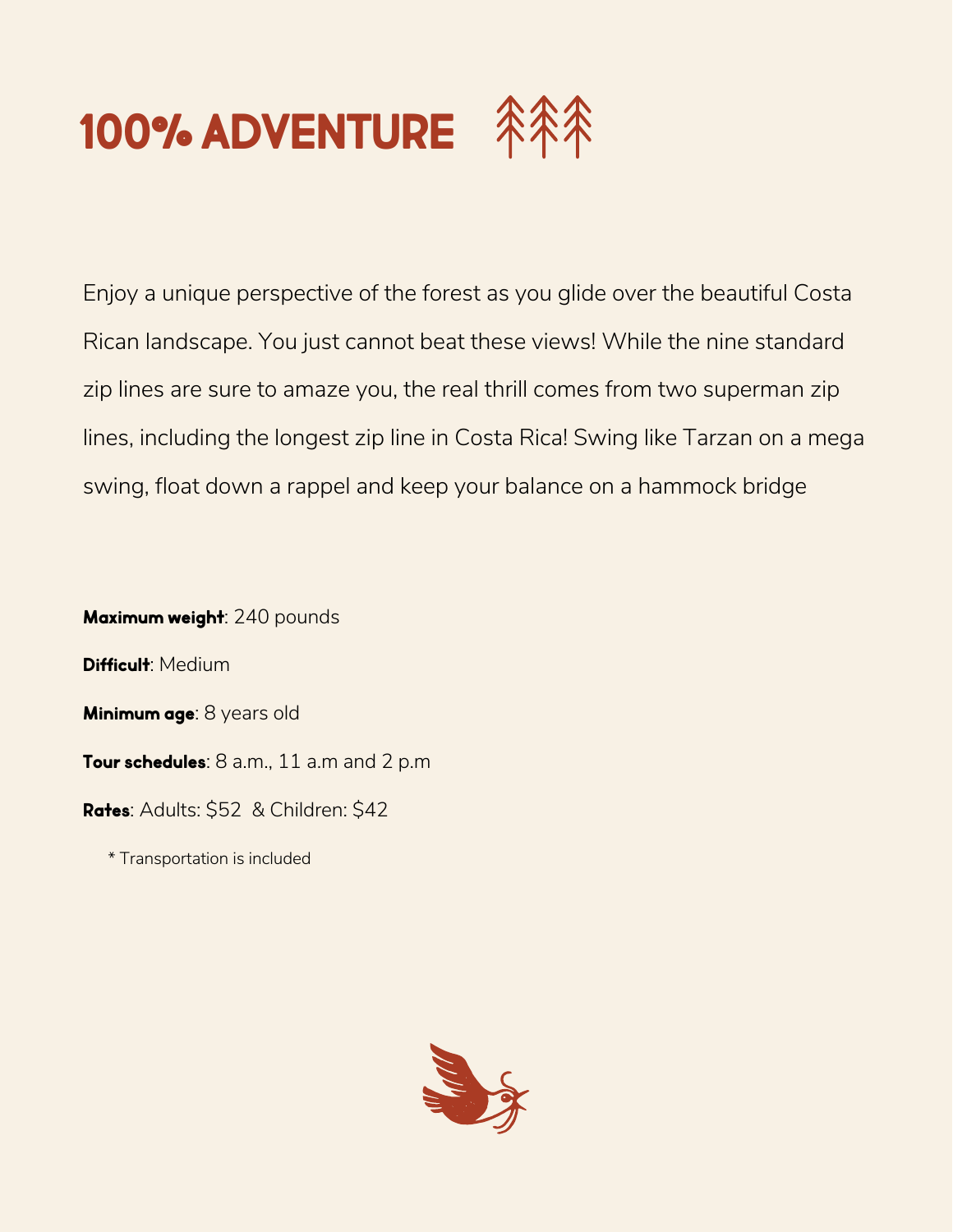# 100% ADVENTURE

Enjoy a unique perspective of the forest as you glide over the beautiful Costa Rican landscape. You just cannot beat these views! While the nine standard zip lines are sure to amaze you, the real thrill comes from two superman zip lines, including the longest zip line in Costa Rica! Swing like Tarzan on a mega swing, float down a rappel and keep your balance on a hammock bridge

**Maximum weight**: 240 pounds

**Difficult**: Medium

**Minimum age**: 8 years old

**Tour schedules**: 8 a.m., 11 a.m and 2 p.m

**Rates**: Adults: $52 & Children: $42

* Transportation is included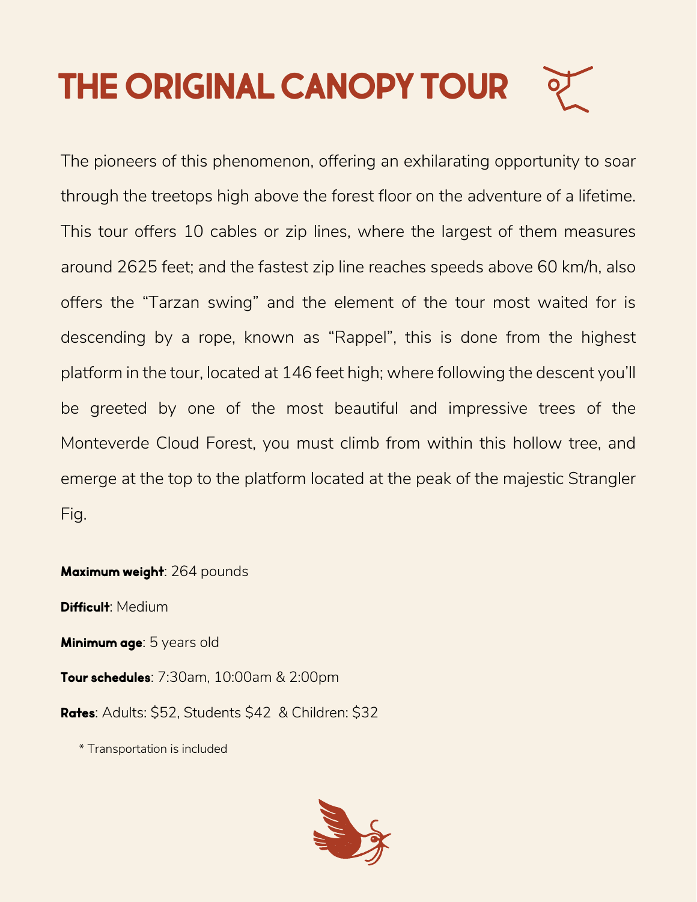# THE ORIGINAL CANOPY TOUR

The pioneers of this phenomenon, offering an exhilarating opportunity to soar through the treetops high above the forest floor on the adventure of a lifetime. This tour offers 10 cables or zip lines, where the largest of them measures around 2625 feet; and the fastest zip line reaches speeds above 60 km/h, also offers the "Tarzan swing" and the element of the tour most waited for is descending by a rope, known as "Rappel", this is done from the highest platform in the tour, located at 146 feet high; where following the descent you'll be greeted by one of the most beautiful and impressive trees of the Monteverde Cloud Forest, you must climb from within this hollow tree, and emerge at the top to the platform located at the peak of the majestic Strangler Fig.

**Maximum weight**: 264 pounds

**Difficult**: Medium

**Minimum age**: 5 years old

**Tour schedules**: 7:30am, 10:00am & 2:00pm

**Rates**: Adults: $52, Students $42 & Children: $32

* Transportation is included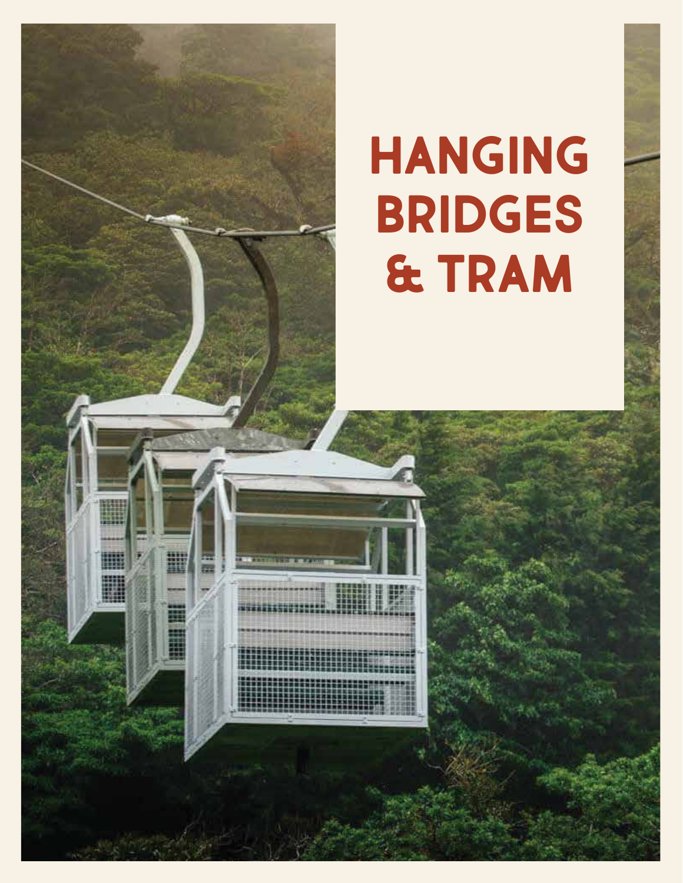# HANGING BRIDGES & TRAM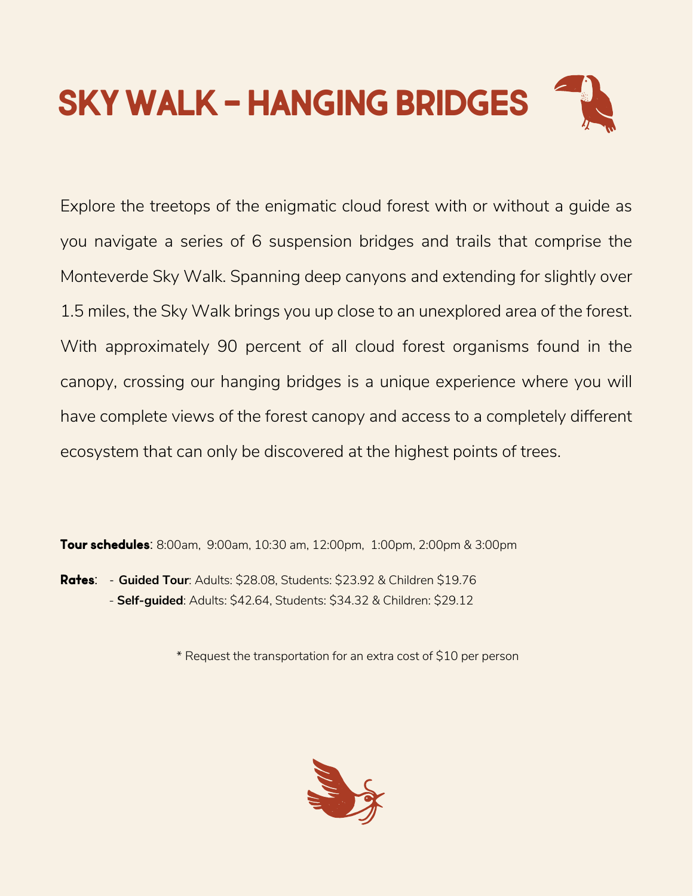# SKY WALK - HANGING BRIDGES

Explore the treetops of the enigmatic cloud forest with or without a guide as you navigate a series of 6 suspension bridges and trails that comprise the Monteverde Sky Walk. Spanning deep canyons and extending for slightly over 1.5 miles, the Sky Walk brings you up close to an unexplored area of the forest. With approximately 90 percent of all cloud forest organisms found in the canopy, crossing our hanging bridges is a unique experience where you will have complete views of the forest canopy and access to a completely different ecosystem that can only be discovered at the highest points of trees.

**Tour schedules**: 8:00am, 9:00am, 10:30 am, 12:00pm, 1:00pm, 2:00pm & 3:00pm

**Rates**:
- **Guided Tour**: Adults: $28.08, Students: $23.92 & Children $19.76
- **Self-guided**: Adults: $42.64, Students: $34.32 & Children: $29.12

* Request the transportation for an extra cost of $10 per person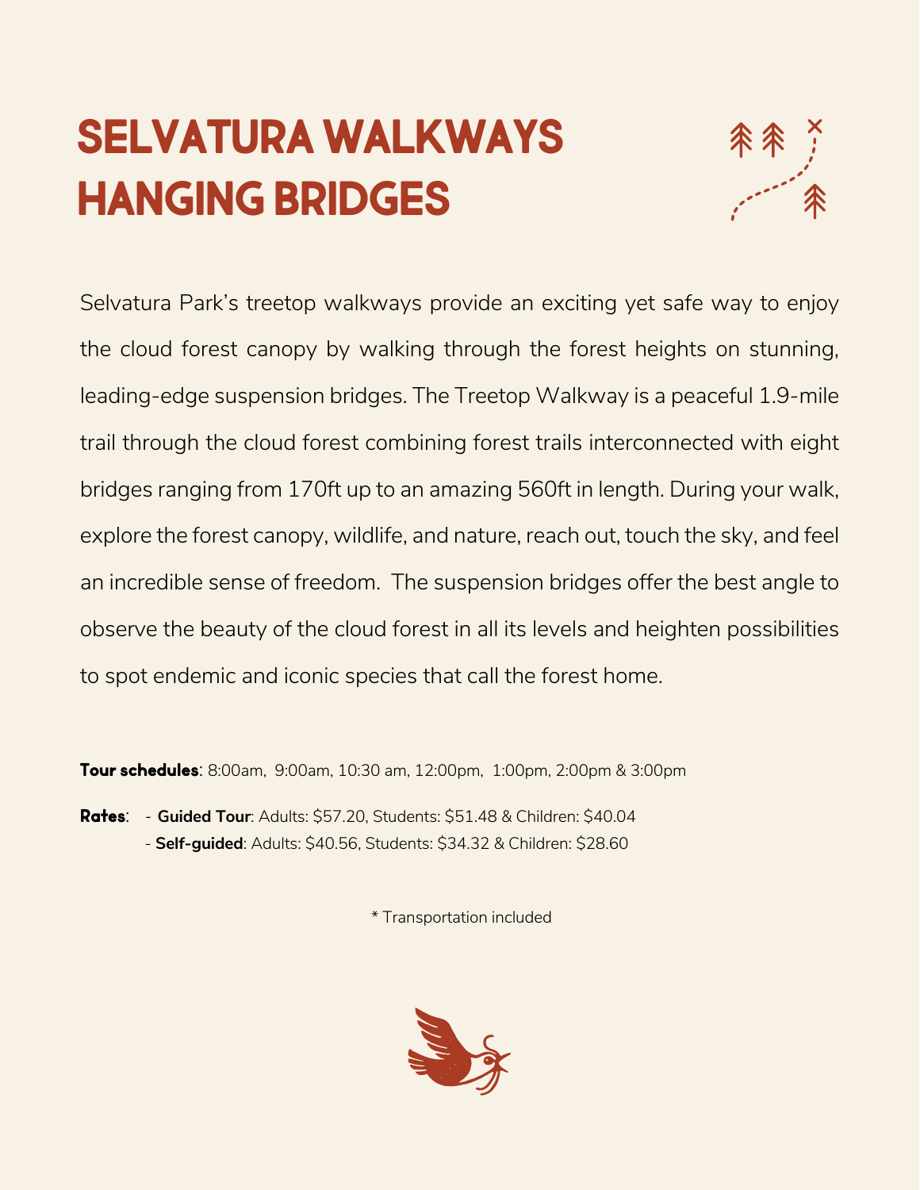# SELVATURA WALKWAYS HANGING BRIDGES

Selvatura Park's treetop walkways provide an exciting yet safe way to enjoy the cloud forest canopy by walking through the forest heights on stunning, leading-edge suspension bridges. The Treetop Walkway is a peaceful 1.9-mile trail through the cloud forest combining forest trails interconnected with eight bridges ranging from 170ft up to an amazing 560ft in length. During your walk, explore the forest canopy, wildlife, and nature, reach out, touch the sky, and feel an incredible sense of freedom. The suspension bridges offer the best angle to observe the beauty of the cloud forest in all its levels and heighten possibilities to spot endemic and iconic species that call the forest home.

**Tour schedules**: 8:00am, 9:00am, 10:30 am, 12:00pm, 1:00pm, 2:00pm & 3:00pm

**Rates**:
- **Guided Tour**: Adults: $57.20, Students: $51.48 & Children: $40.04
- **Self-guided**: Adults: $40.56, Students: $34.32 & Children: $28.60

* Transportation included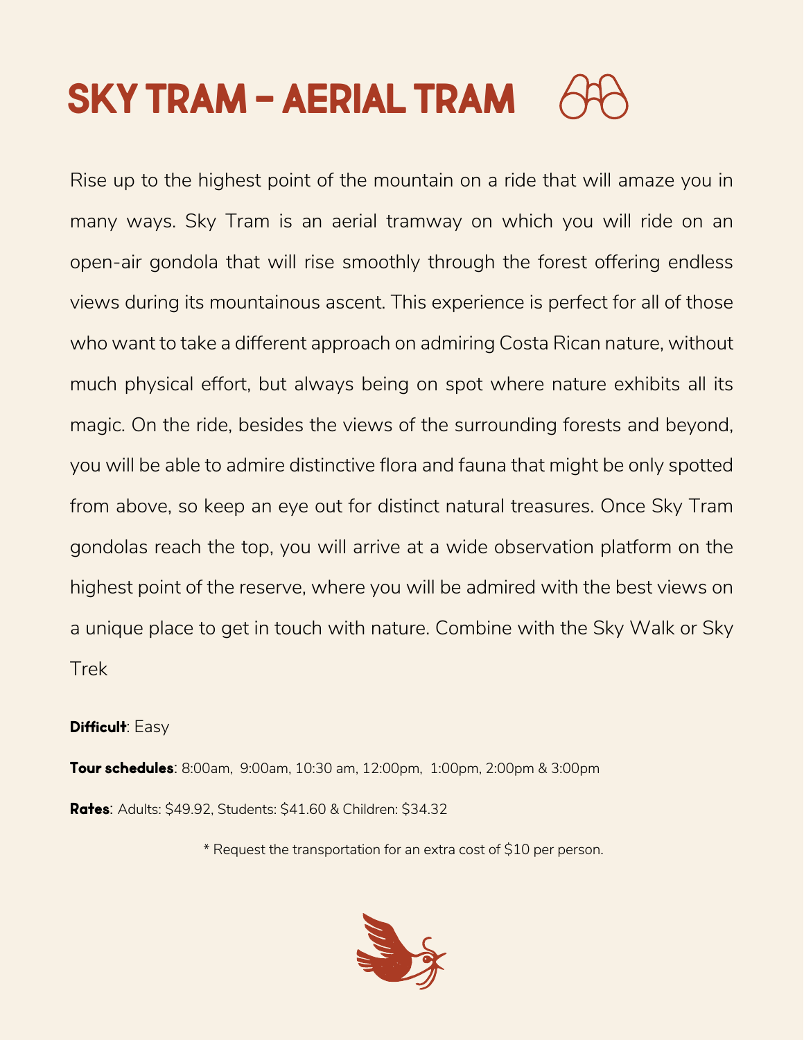# SKY TRAM - AERIAL TRAM

Rise up to the highest point of the mountain on a ride that will amaze you in many ways. Sky Tram is an aerial tramway on which you will ride on an open-air gondola that will rise smoothly through the forest offering endless views during its mountainous ascent. This experience is perfect for all of those who want to take a different approach on admiring Costa Rican nature, without much physical effort, but always being on spot where nature exhibits all its magic. On the ride, besides the views of the surrounding forests and beyond, you will be able to admire distinctive flora and fauna that might be only spotted from above, so keep an eye out for distinct natural treasures. Once Sky Tram gondolas reach the top, you will arrive at a wide observation platform on the highest point of the reserve, where you will be admired with the best views on a unique place to get in touch with nature. Combine with the Sky Walk or Sky Trek

**Difficult**: Easy

**Tour schedules**: 8:00am, 9:00am, 10:30 am, 12:00pm, 1:00pm, 2:00pm & 3:00pm

**Rates**: Adults: $49.92, Students: $41.60 & Children: $34.32

* Request the transportation for an extra cost of $10 per person.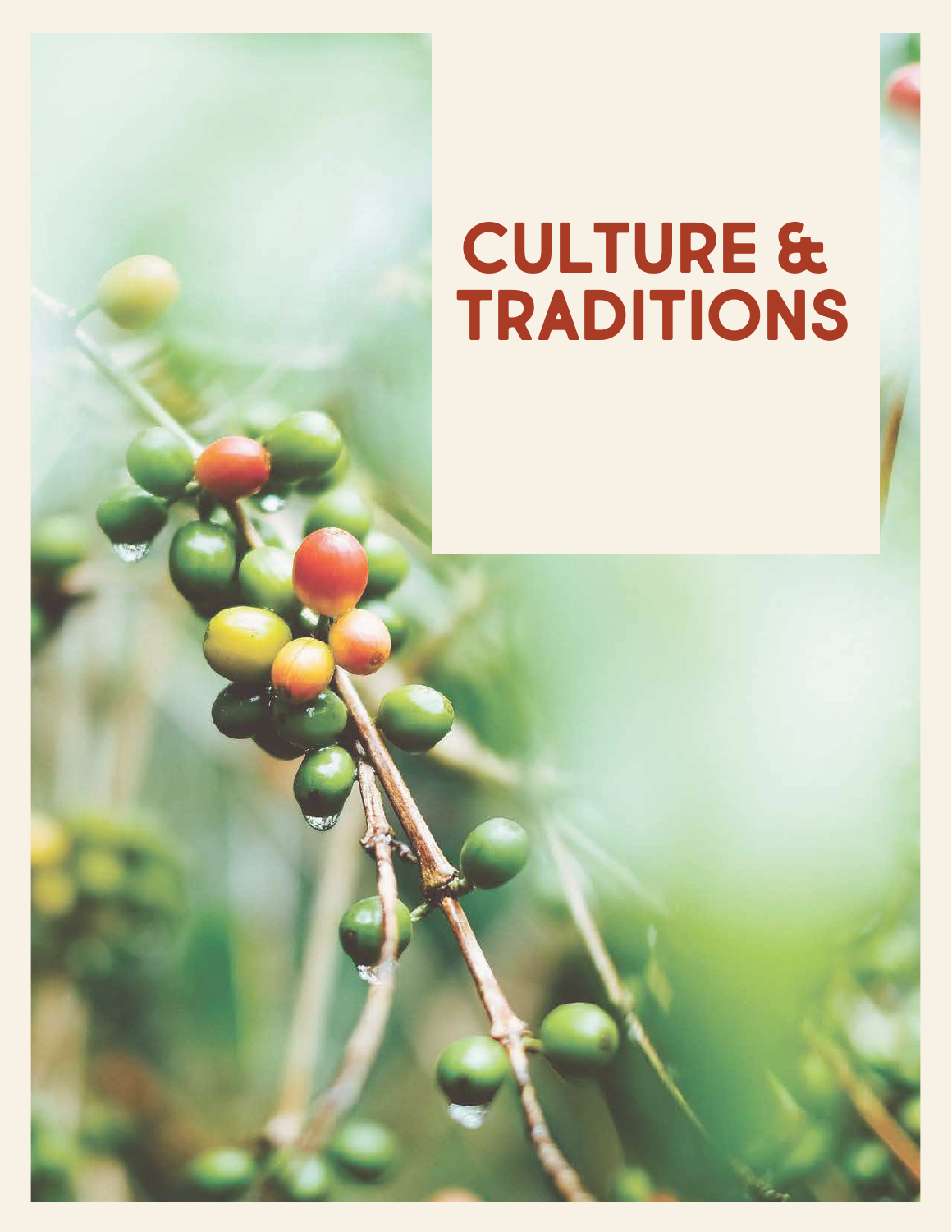# CULTURE & TRADITIONS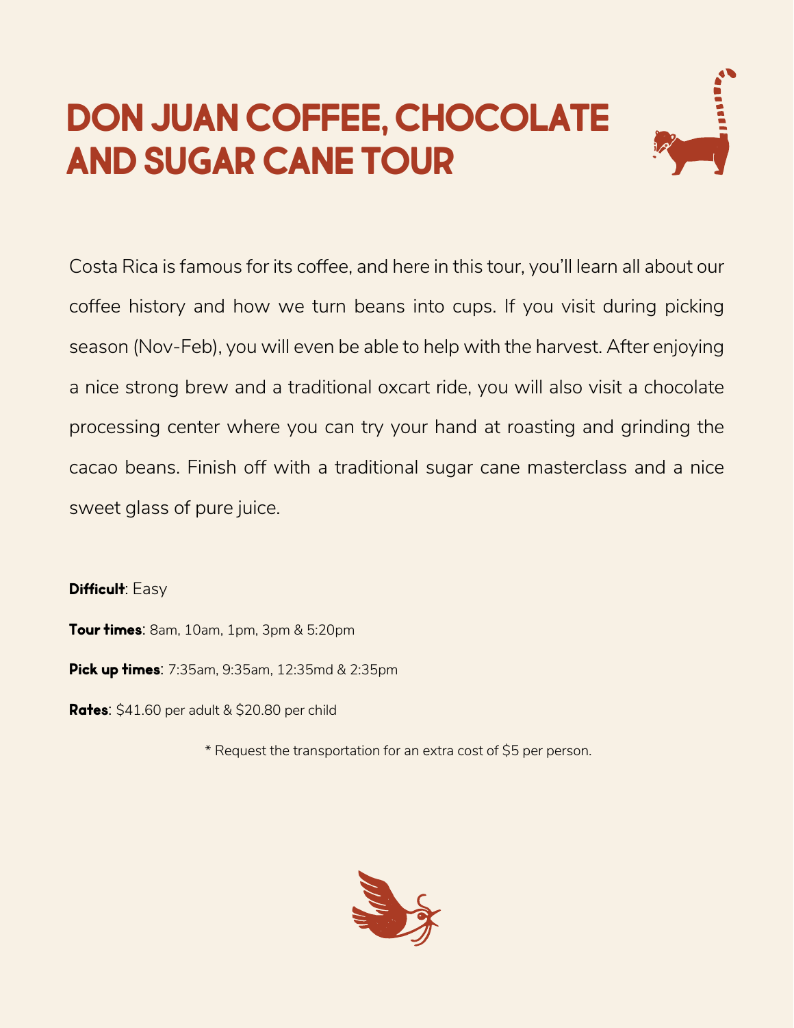# DON JUAN COFFEE, CHOCOLATE AND SUGAR CANE TOUR

Costa Rica is famous for its coffee, and here in this tour, you'll learn all about our coffee history and how we turn beans into cups. If you visit during picking season (Nov-Feb), you will even be able to help with the harvest. After enjoying a nice strong brew and a traditional oxcart ride, you will also visit a chocolate processing center where you can try your hand at roasting and grinding the cacao beans. Finish off with a traditional sugar cane masterclass and a nice sweet glass of pure juice.

**Difficult**: Easy

**Tour times**: 8am, 10am, 1pm, 3pm & 5:20pm

**Pick up times**: 7:35am, 9:35am, 12:35md & 2:35pm

**Rates**: $41.60 per adult & $20.80 per child

* Request the transportation for an extra cost of $5 per person.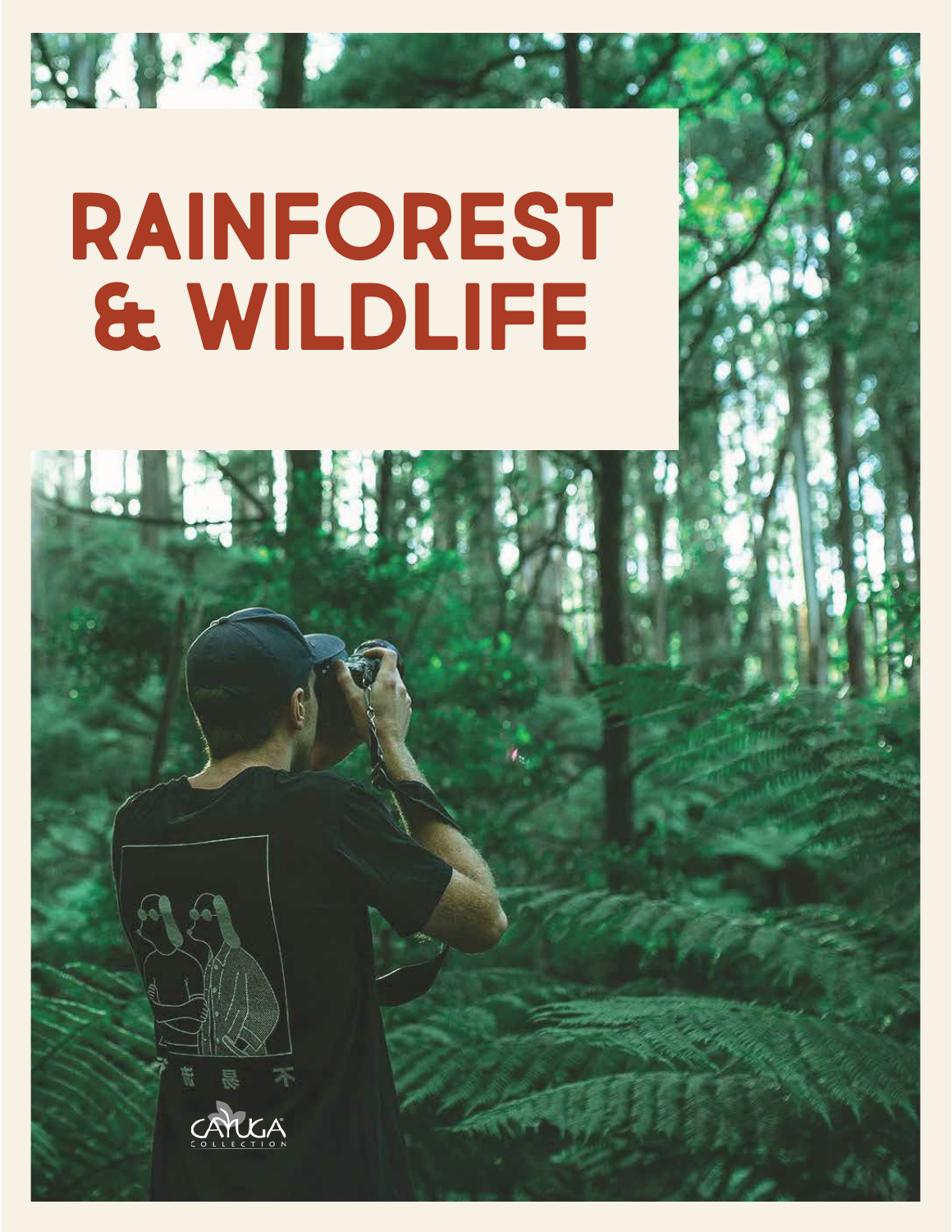# RAINFOREST & WILDLIFE

CAYUGA COLLECTION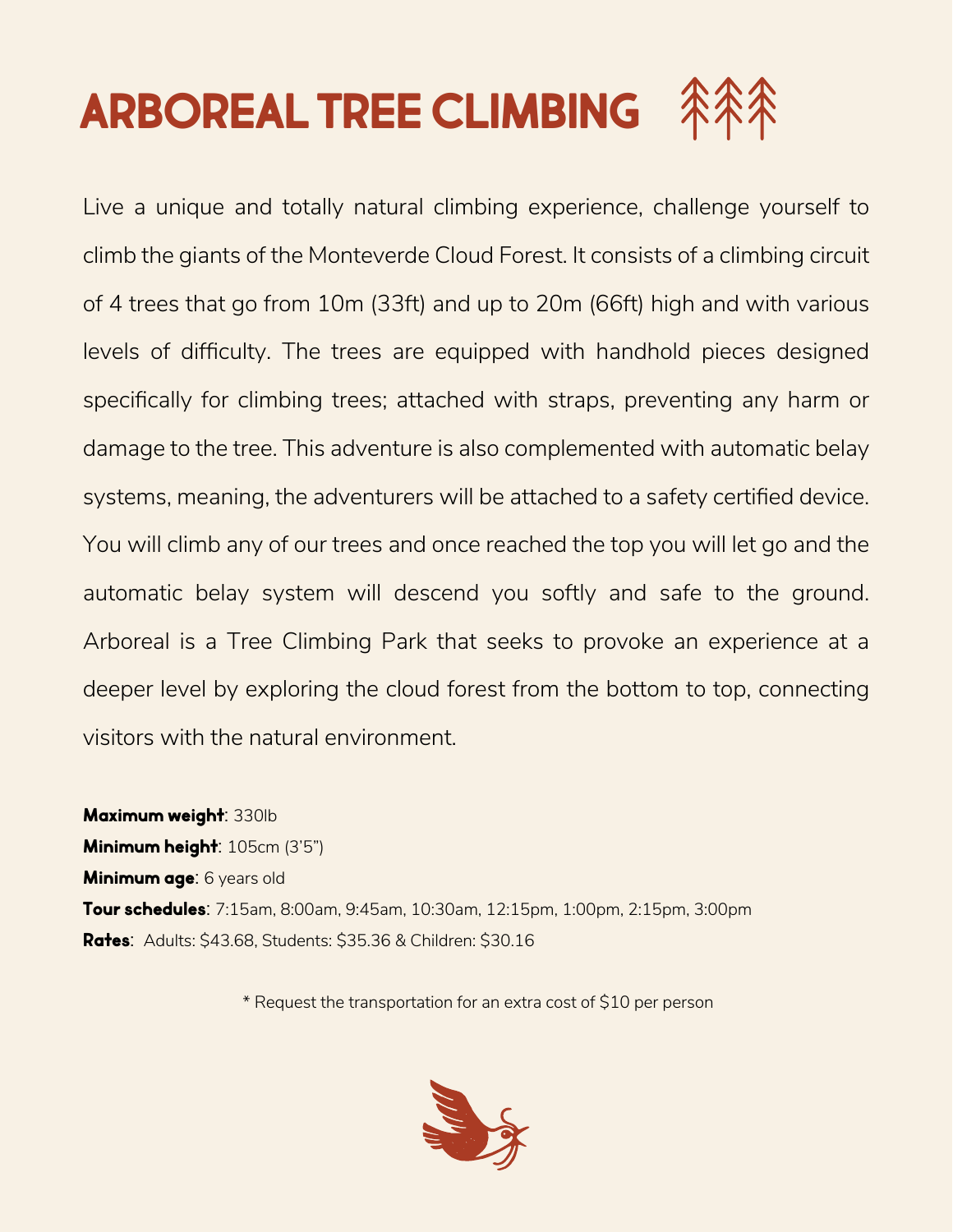# ARBOREAL TREE CLIMBING

Live a unique and totally natural climbing experience, challenge yourself to climb the giants of the Monteverde Cloud Forest. It consists of a climbing circuit of 4 trees that go from 10m (33ft) and up to 20m (66ft) high and with various levels of difficulty. The trees are equipped with handhold pieces designed specifically for climbing trees; attached with straps, preventing any harm or damage to the tree. This adventure is also complemented with automatic belay systems, meaning, the adventurers will be attached to a safety certified device. You will climb any of our trees and once reached the top you will let go and the automatic belay system will descend you softly and safe to the ground. Arboreal is a Tree Climbing Park that seeks to provoke an experience at a deeper level by exploring the cloud forest from the bottom to top, connecting visitors with the natural environment.

**Maximum weight**: 330lb
**Minimum height**: 105cm (3'5")
**Minimum age**: 6 years old
**Tour schedules**: 7:15am, 8:00am, 9:45am, 10:30am, 12:15pm, 1:00pm, 2:15pm, 3:00pm
**Rates**: Adults: $43.68, Students: $35.36 & Children: $30.16

* Request the transportation for an extra cost of $10 per person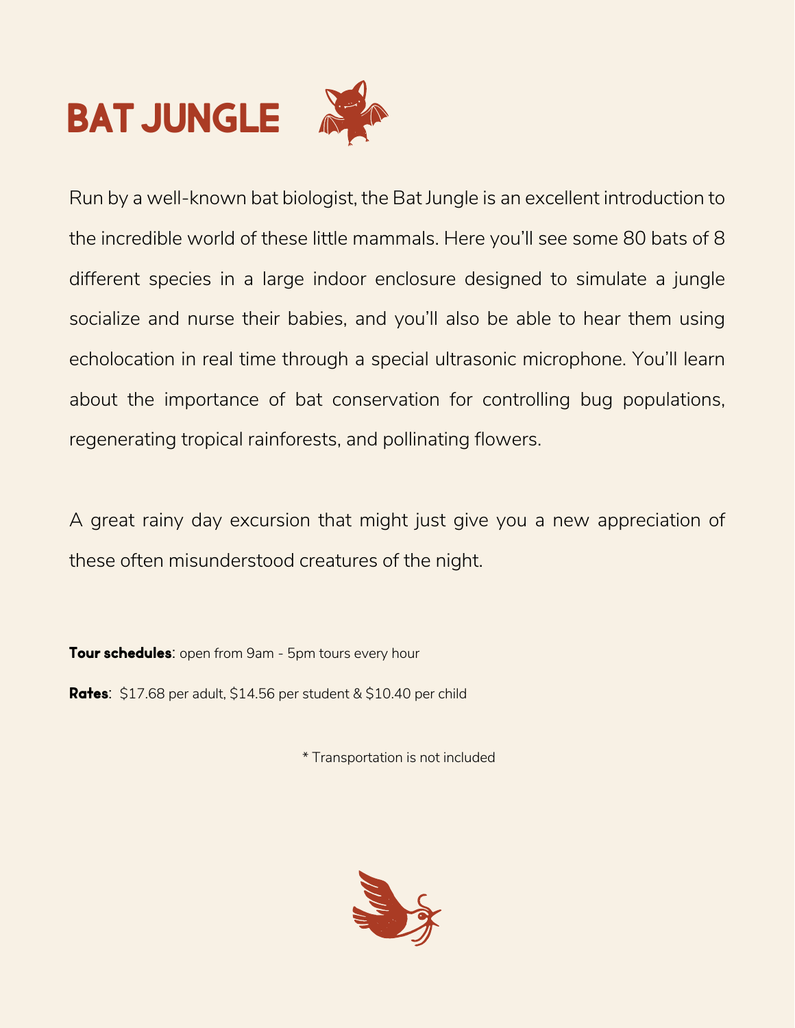# BAT JUNGLE

Run by a well-known bat biologist, the Bat Jungle is an excellent introduction to the incredible world of these little mammals. Here you'll see some 80 bats of 8 different species in a large indoor enclosure designed to simulate a jungle socialize and nurse their babies, and you'll also be able to hear them using echolocation in real time through a special ultrasonic microphone. You'll learn about the importance of bat conservation for controlling bug populations, regenerating tropical rainforests, and pollinating flowers.

A great rainy day excursion that might just give you a new appreciation of these often misunderstood creatures of the night.

**Tour schedules**: open from 9am - 5pm tours every hour

**Rates**: $17.68 per adult, $14.56 per student & $10.40 per child

* Transportation is not included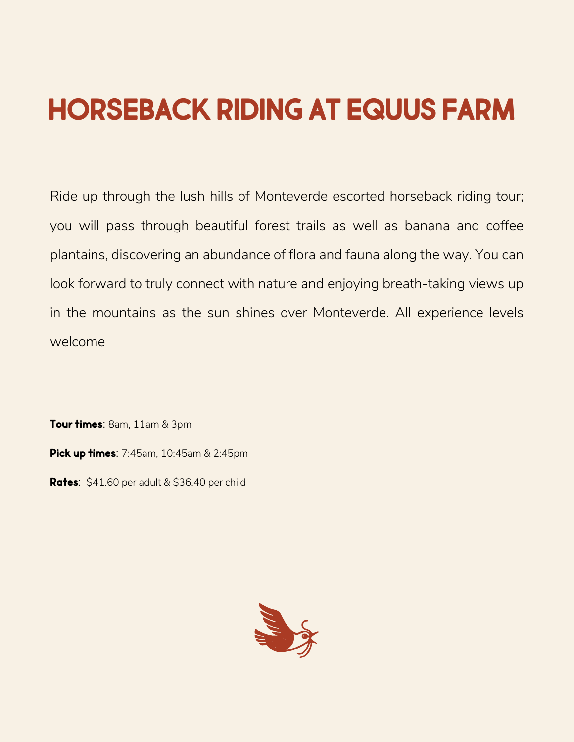# HORSEBACK RIDING AT EQUUS FARM

Ride up through the lush hills of Monteverde escorted horseback riding tour; you will pass through beautiful forest trails as well as banana and coffee plantains, discovering an abundance of flora and fauna along the way. You can look forward to truly connect with nature and enjoying breath-taking views up in the mountains as the sun shines over Monteverde. All experience levels welcome

**Tour times**: 8am, 11am & 3pm

**Pick up times**: 7:45am, 10:45am & 2:45pm

**Rates**: $41.60 per adult & $36.40 per child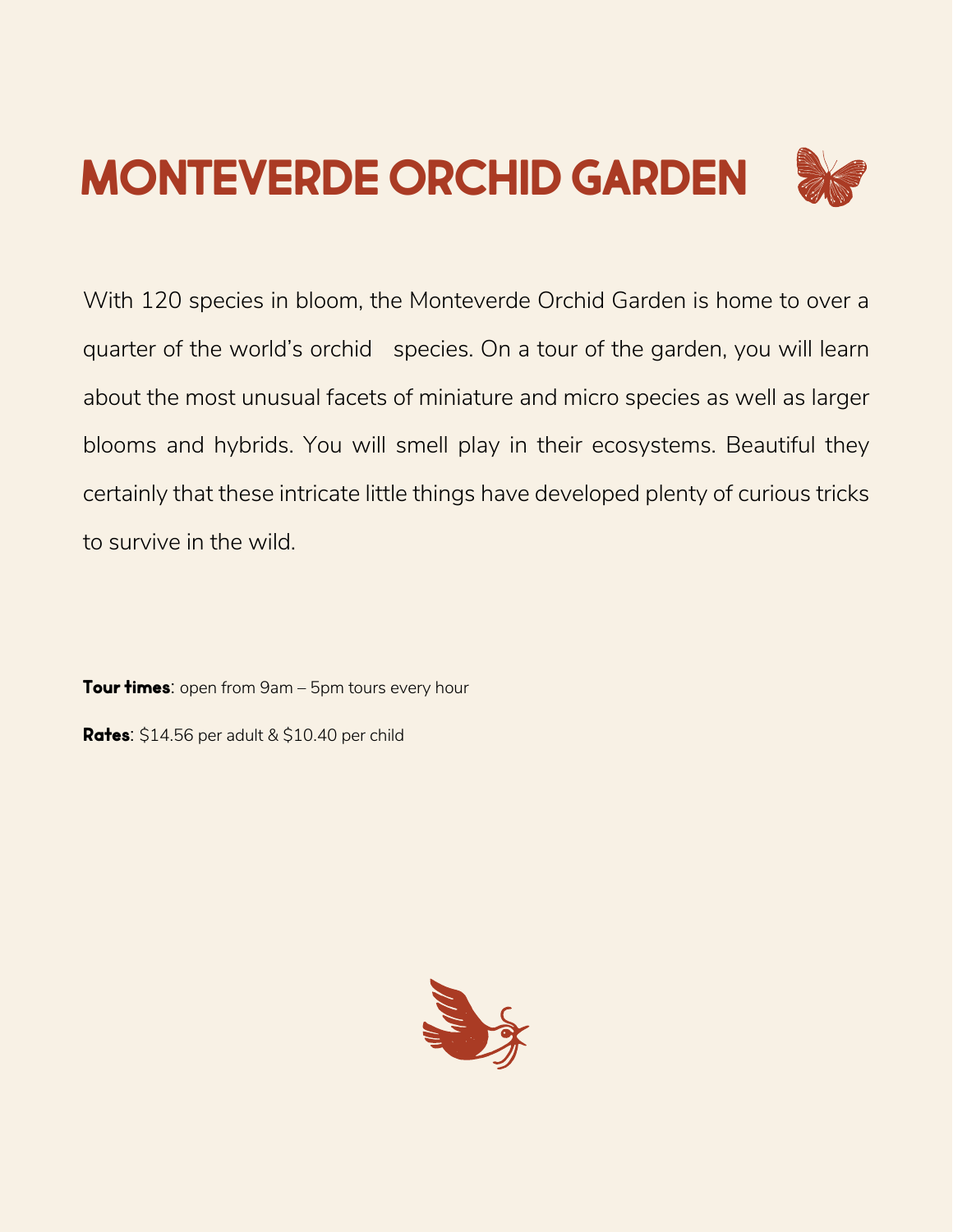# MONTEVERDE ORCHID GARDEN

With 120 species in bloom, the Monteverde Orchid Garden is home to over a quarter of the world's orchid species. On a tour of the garden, you will learn about the most unusual facets of miniature and micro species as well as larger blooms and hybrids. You will smell play in their ecosystems. Beautiful they certainly that these intricate little things have developed plenty of curious tricks to survive in the wild.

**Tour times**: open from 9am – 5pm tours every hour

**Rates**: $14.56 per adult & $10.40 per child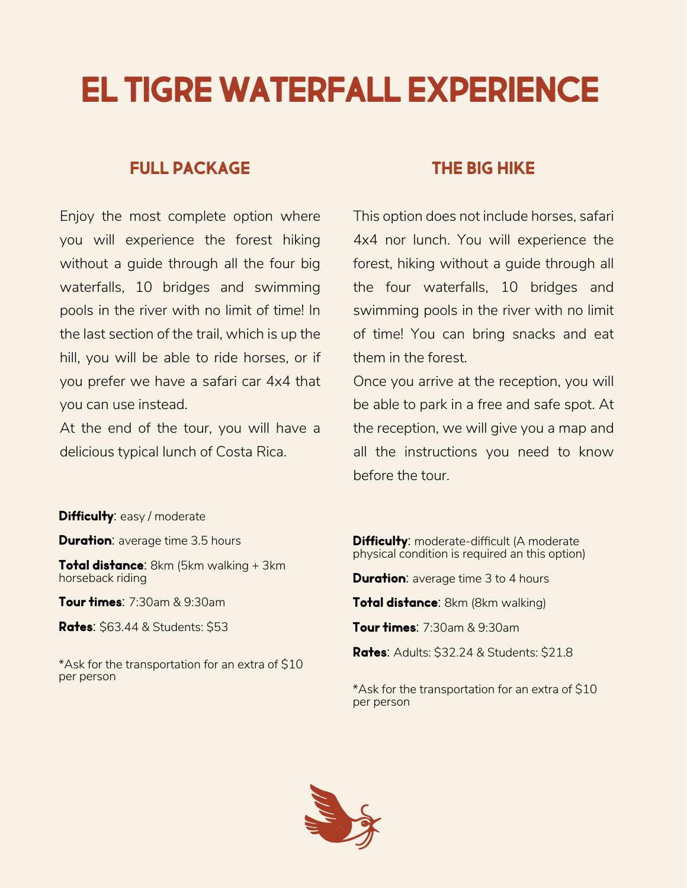# EL TIGRE WATERFALL EXPERIENCE

## FULL PACKAGE

Enjoy the most complete option where you will experience the forest hiking without a guide through all the four big waterfalls, 10 bridges and swimming pools in the river with no limit of time! In the last section of the trail, which is up the hill, you will be able to ride horses, or if you prefer we have a safari car 4x4 that you can use instead.

At the end of the tour, you will have a delicious typical lunch of Costa Rica.

**Difficulty**: easy / moderate

**Duration**: average time 3.5 hours

**Total distance**: 8km (5km walking + 3km horseback riding

**Tour times**: 7:30am & 9:30am

**Rates**: $63.44 & Students: $53

*Ask for the transportation for an extra of $10 per person

## THE BIG HIKE

This option does not include horses, safari 4x4 nor lunch. You will experience the forest, hiking without a guide through all the four waterfalls, 10 bridges and swimming pools in the river with no limit of time! You can bring snacks and eat them in the forest.

Once you arrive at the reception, you will be able to park in a free and safe spot. At the reception, we will give you a map and all the instructions you need to know before the tour.

**Difficulty**: moderate-difficult (A moderate physical condition is required an this option)

**Duration**: average time 3 to 4 hours

**Total distance**: 8km (8km walking)

**Tour times**: 7:30am & 9:30am

**Rates**: Adults: $32.24 & Students: $21.8

*Ask for the transportation for an extra of $10 per person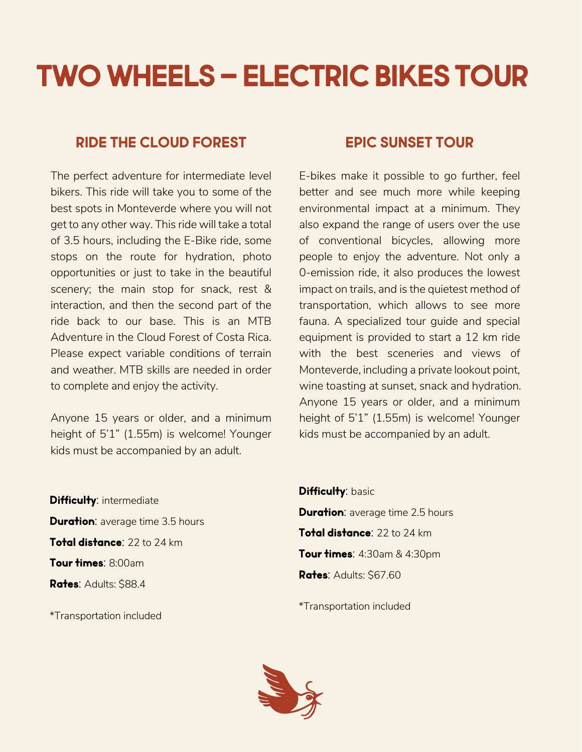# TWO WHEELS – ELECTRIC BIKES TOUR

## RIDE THE CLOUD FOREST

The perfect adventure for intermediate level bikers. This ride will take you to some of the best spots in Monteverde where you will not get to any other way. This ride will take a total of 3.5 hours, including the E-Bike ride, some stops on the route for hydration, photo opportunities or just to take in the beautiful scenery; the main stop for snack, rest & interaction, and then the second part of the ride back to our base. This is an MTB Adventure in the Cloud Forest of Costa Rica. Please expect variable conditions of terrain and weather. MTB skills are needed in order to complete and enjoy the activity.

Anyone 15 years or older, and a minimum height of 5'1" (1.55m) is welcome! Younger kids must be accompanied by an adult.

**Difficulty**: intermediate

**Duration**: average time 3.5 hours

**Total distance**: 22 to 24 km

**Tour times**: 8:00am

**Rates**: Adults: $88.4

*Transportation included

## EPIC SUNSET TOUR

E-bikes make it possible to go further, feel better and see much more while keeping environmental impact at a minimum. They also expand the range of users over the use of conventional bicycles, allowing more people to enjoy the adventure. Not only a 0-emission ride, it also produces the lowest impact on trails, and is the quietest method of transportation, which allows to see more fauna. A specialized tour guide and special equipment is provided to start a 12 km ride with the best sceneries and views of Monteverde, including a private lookout point, wine toasting at sunset, snack and hydration. Anyone 15 years or older, and a minimum height of 5'1" (1.55m) is welcome! Younger kids must be accompanied by an adult.

**Difficulty**: basic

**Duration**: average time 2.5 hours

**Total distance**: 22 to 24 km

**Tour times**: 4:30am & 4:30pm

**Rates**: Adults: $67.60

*Transportation included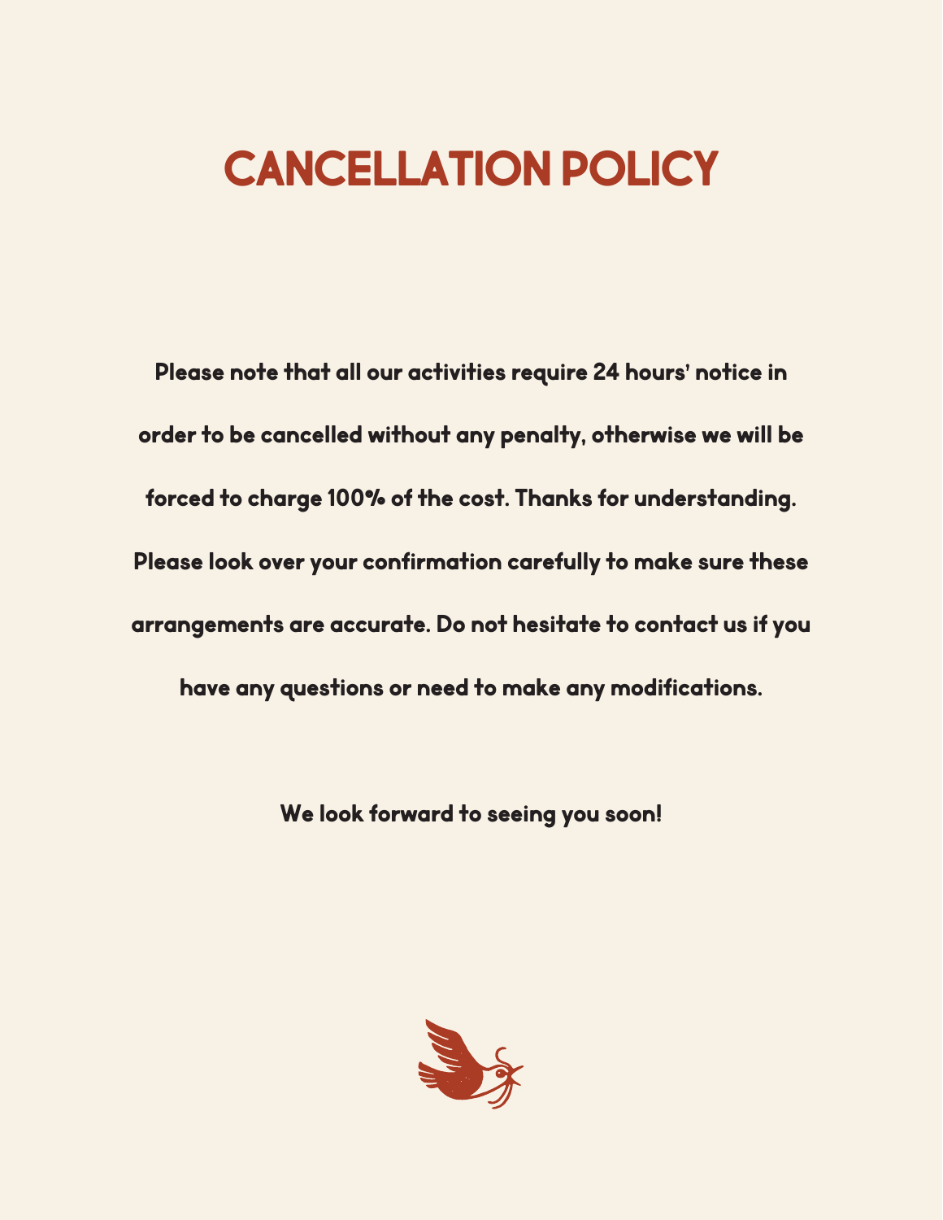# CANCELLATION POLICY

**Please note that all our activities require 24 hours' notice in order to be cancelled without any penalty, otherwise we will be forced to charge 100% of the cost. Thanks for understanding. Please look over your confirmation carefully to make sure these arrangements are accurate. Do not hesitate to contact us if you have any questions or need to make any modifications.**

**We look forward to seeing you soon!**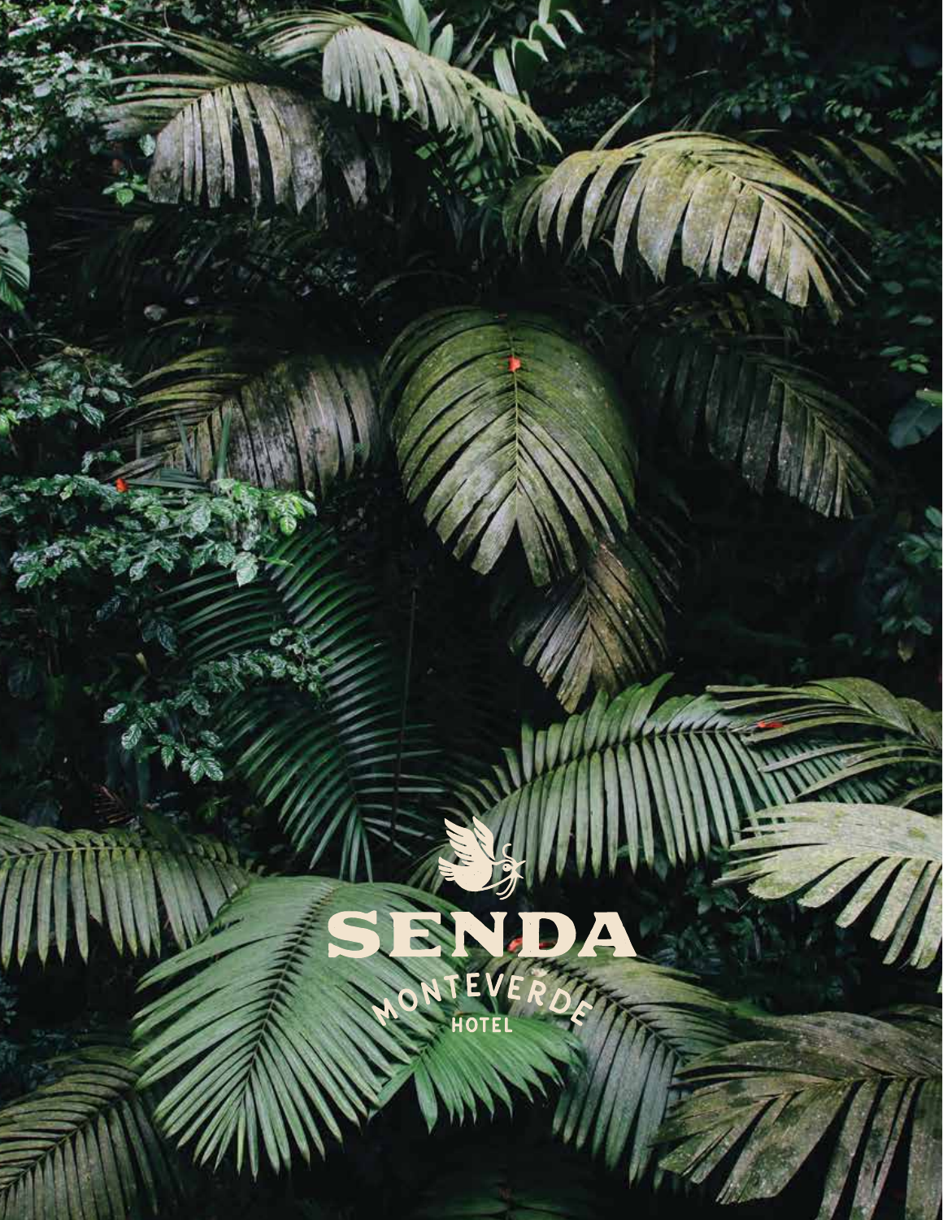SENDA

MONTEVERDE

HOTEL